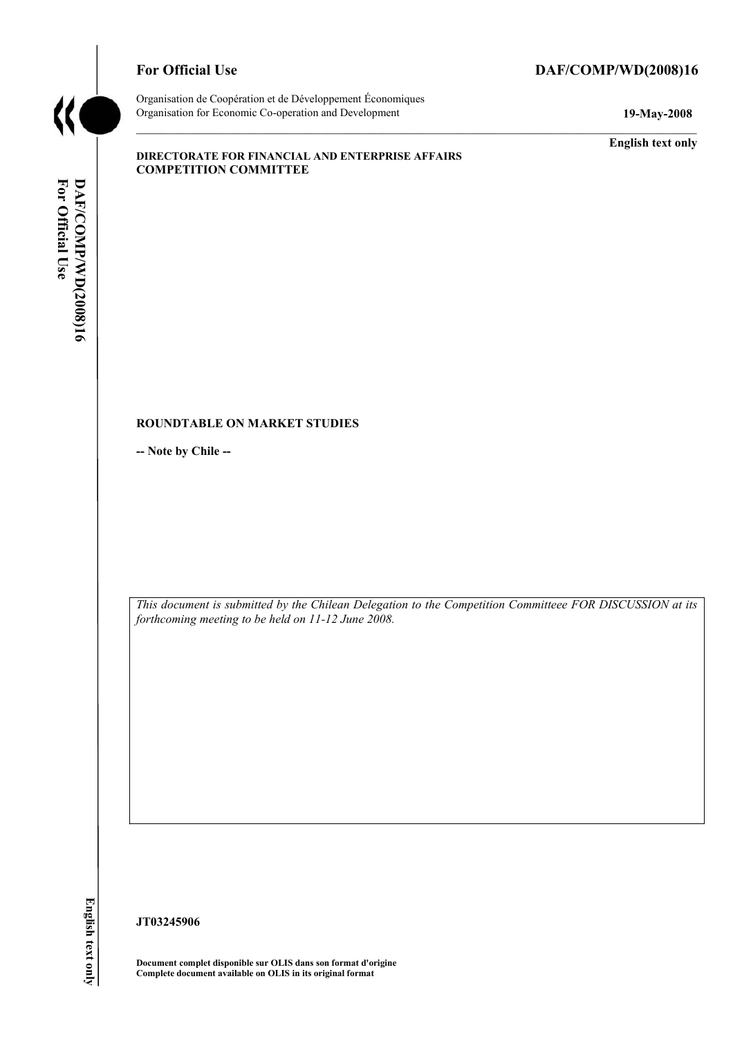**For Official Use** **DAF/COMP/WD(2008)16**

Organisation de Coopération et de Développement Économiques
Organisation for Economic Co-operation and Development **19-May-2008**

**English text only**

**DIRECTORATE FOR FINANCIAL AND ENTERPRISE AFFAIRS**
**COMPETITION COMMITTEE**

**ROUNDTABLE ON MARKET STUDIES**

**-- Note by Chile --**

*This document is submitted by the Chilean Delegation to the Competition Committeee FOR DISCUSSION at its forthcoming meeting to be held on 11-12 June 2008.*

**JT03245906**

**Document complet disponible sur OLIS dans son format d'origine**
**Complete document available on OLIS in its original format**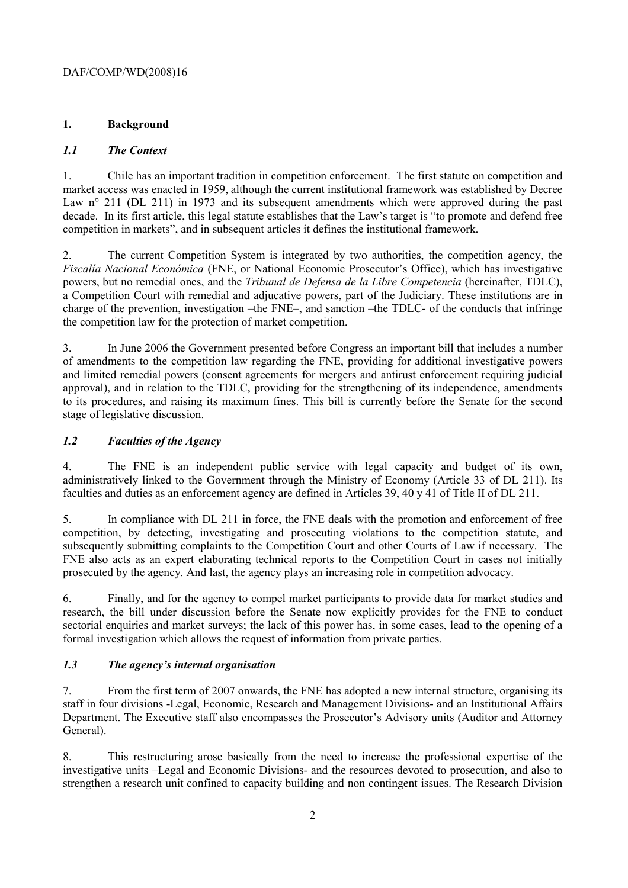## 1. Background

### *1.1 The Context*

1. Chile has an important tradition in competition enforcement. The first statute on competition and market access was enacted in 1959, although the current institutional framework was established by Decree Law n° 211 (DL 211) in 1973 and its subsequent amendments which were approved during the past decade. In its first article, this legal statute establishes that the Law's target is "to promote and defend free competition in markets", and in subsequent articles it defines the institutional framework.

2. The current Competition System is integrated by two authorities, the competition agency, the *Fiscalía Nacional Económica* (FNE, or National Economic Prosecutor's Office), which has investigative powers, but no remedial ones, and the *Tribunal de Defensa de la Libre Competencia* (hereinafter, TDLC), a Competition Court with remedial and adjucative powers, part of the Judiciary. These institutions are in charge of the prevention, investigation –the FNE–, and sanction –the TDLC- of the conducts that infringe the competition law for the protection of market competition.

3. In June 2006 the Government presented before Congress an important bill that includes a number of amendments to the competition law regarding the FNE, providing for additional investigative powers and limited remedial powers (consent agreements for mergers and antitrust enforcement requiring judicial approval), and in relation to the TDLC, providing for the strengthening of its independence, amendments to its procedures, and raising its maximum fines. This bill is currently before the Senate for the second stage of legislative discussion.

### *1.2 Faculties of the Agency*

4. The FNE is an independent public service with legal capacity and budget of its own, administratively linked to the Government through the Ministry of Economy (Article 33 of DL 211). Its faculties and duties as an enforcement agency are defined in Articles 39, 40 y 41 of Title II of DL 211.

5. In compliance with DL 211 in force, the FNE deals with the promotion and enforcement of free competition, by detecting, investigating and prosecuting violations to the competition statute, and subsequently submitting complaints to the Competition Court and other Courts of Law if necessary. The FNE also acts as an expert elaborating technical reports to the Competition Court in cases not initially prosecuted by the agency. And last, the agency plays an increasing role in competition advocacy.

6. Finally, and for the agency to compel market participants to provide data for market studies and research, the bill under discussion before the Senate now explicitly provides for the FNE to conduct sectorial enquiries and market surveys; the lack of this power has, in some cases, lead to the opening of a formal investigation which allows the request of information from private parties.

### *1.3 The agency's internal organisation*

7. From the first term of 2007 onwards, the FNE has adopted a new internal structure, organising its staff in four divisions -Legal, Economic, Research and Management Divisions- and an Institutional Affairs Department. The Executive staff also encompasses the Prosecutor's Advisory units (Auditor and Attorney General).

8. This restructuring arose basically from the need to increase the professional expertise of the investigative units –Legal and Economic Divisions- and the resources devoted to prosecution, and also to strengthen a research unit confined to capacity building and non contingent issues. The Research Division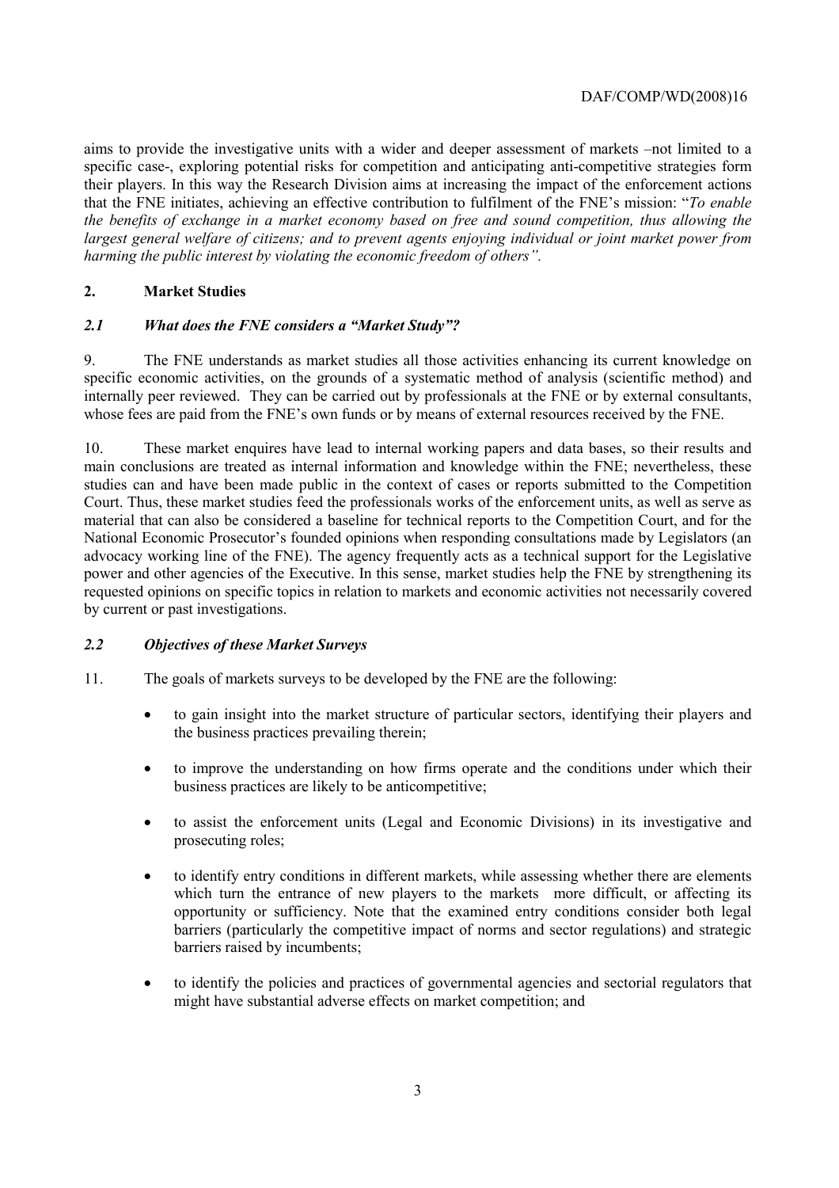aims to provide the investigative units with a wider and deeper assessment of markets –not limited to a specific case-, exploring potential risks for competition and anticipating anti-competitive strategies form their players. In this way the Research Division aims at increasing the impact of the enforcement actions that the FNE initiates, achieving an effective contribution to fulfilment of the FNE's mission: "*To enable the benefits of exchange in a market economy based on free and sound competition, thus allowing the largest general welfare of citizens; and to prevent agents enjoying individual or joint market power from harming the public interest by violating the economic freedom of others".*

## 2. Market Studies

### *2.1 What does the FNE considers a "Market Study"?*

9. The FNE understands as market studies all those activities enhancing its current knowledge on specific economic activities, on the grounds of a systematic method of analysis (scientific method) and internally peer reviewed. They can be carried out by professionals at the FNE or by external consultants, whose fees are paid from the FNE's own funds or by means of external resources received by the FNE.

10. These market enquires have lead to internal working papers and data bases, so their results and main conclusions are treated as internal information and knowledge within the FNE; nevertheless, these studies can and have been made public in the context of cases or reports submitted to the Competition Court. Thus, these market studies feed the professionals works of the enforcement units, as well as serve as material that can also be considered a baseline for technical reports to the Competition Court, and for the National Economic Prosecutor's founded opinions when responding consultations made by Legislators (an advocacy working line of the FNE). The agency frequently acts as a technical support for the Legislative power and other agencies of the Executive. In this sense, market studies help the FNE by strengthening its requested opinions on specific topics in relation to markets and economic activities not necessarily covered by current or past investigations.

### *2.2 Objectives of these Market Surveys*

11. The goals of markets surveys to be developed by the FNE are the following:

- to gain insight into the market structure of particular sectors, identifying their players and the business practices prevailing therein;
- to improve the understanding on how firms operate and the conditions under which their business practices are likely to be anticompetitive;
- to assist the enforcement units (Legal and Economic Divisions) in its investigative and prosecuting roles;
- to identify entry conditions in different markets, while assessing whether there are elements which turn the entrance of new players to the markets more difficult, or affecting its opportunity or sufficiency. Note that the examined entry conditions consider both legal barriers (particularly the competitive impact of norms and sector regulations) and strategic barriers raised by incumbents;
- to identify the policies and practices of governmental agencies and sectorial regulators that might have substantial adverse effects on market competition; and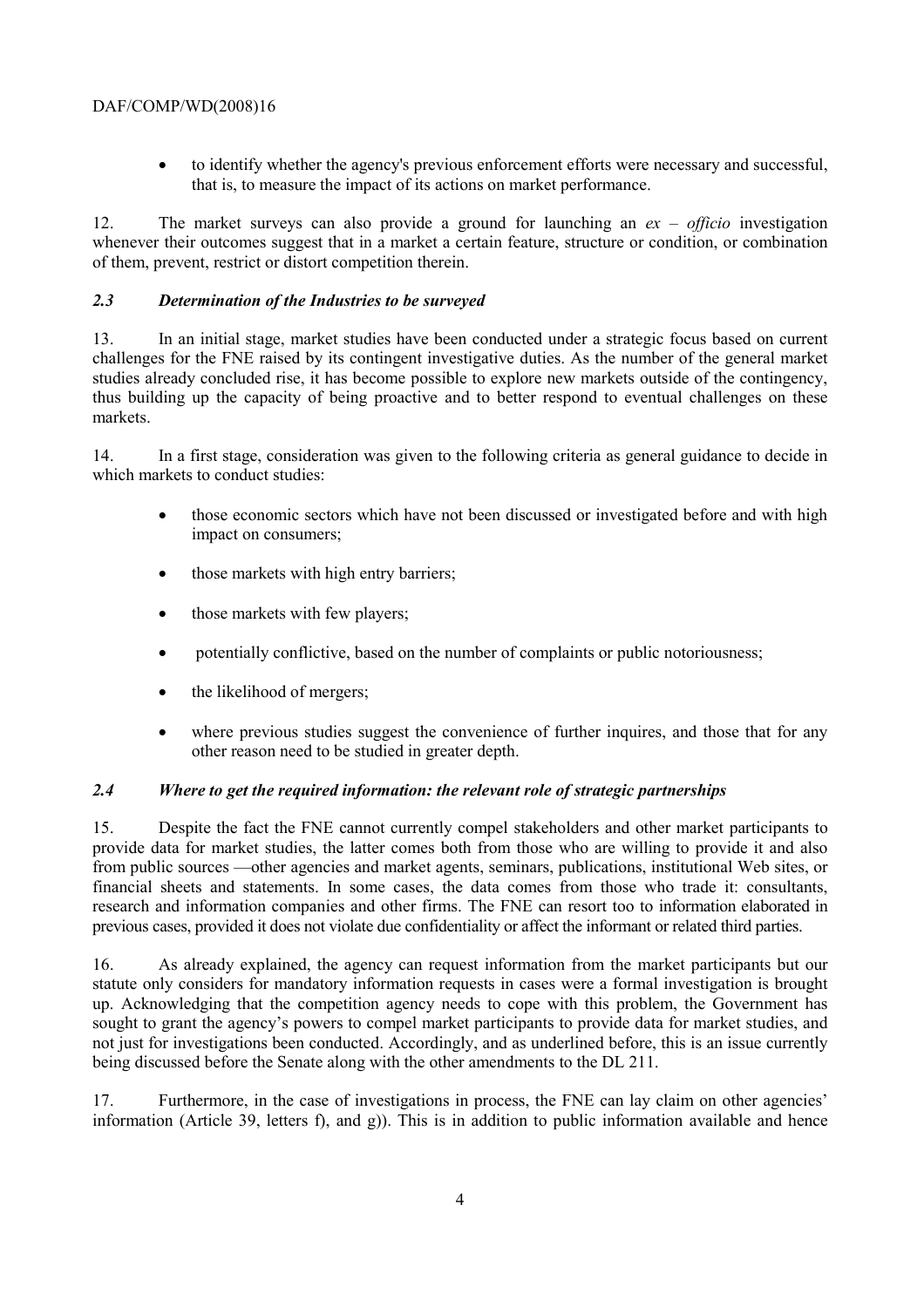- to identify whether the agency's previous enforcement efforts were necessary and successful, that is, to measure the impact of its actions on market performance.

12. The market surveys can also provide a ground for launching an *ex – officio* investigation whenever their outcomes suggest that in a market a certain feature, structure or condition, or combination of them, prevent, restrict or distort competition therein.

### *2.3 Determination of the Industries to be surveyed*

13. In an initial stage, market studies have been conducted under a strategic focus based on current challenges for the FNE raised by its contingent investigative duties. As the number of the general market studies already concluded rise, it has become possible to explore new markets outside of the contingency, thus building up the capacity of being proactive and to better respond to eventual challenges on these markets.

14. In a first stage, consideration was given to the following criteria as general guidance to decide in which markets to conduct studies:

- those economic sectors which have not been discussed or investigated before and with high impact on consumers;
- those markets with high entry barriers;
- those markets with few players;
- potentially conflictive, based on the number of complaints or public notoriousness;
- the likelihood of mergers;
- where previous studies suggest the convenience of further inquires, and those that for any other reason need to be studied in greater depth.

### *2.4 Where to get the required information: the relevant role of strategic partnerships*

15. Despite the fact the FNE cannot currently compel stakeholders and other market participants to provide data for market studies, the latter comes both from those who are willing to provide it and also from public sources —other agencies and market agents, seminars, publications, institutional Web sites, or financial sheets and statements. In some cases, the data comes from those who trade it: consultants, research and information companies and other firms. The FNE can resort too to information elaborated in previous cases, provided it does not violate due confidentiality or affect the informant or related third parties.

16. As already explained, the agency can request information from the market participants but our statute only considers for mandatory information requests in cases were a formal investigation is brought up. Acknowledging that the competition agency needs to cope with this problem, the Government has sought to grant the agency's powers to compel market participants to provide data for market studies, and not just for investigations been conducted. Accordingly, and as underlined before, this is an issue currently being discussed before the Senate along with the other amendments to the DL 211.

17. Furthermore, in the case of investigations in process, the FNE can lay claim on other agencies' information (Article 39, letters f), and g)). This is in addition to public information available and hence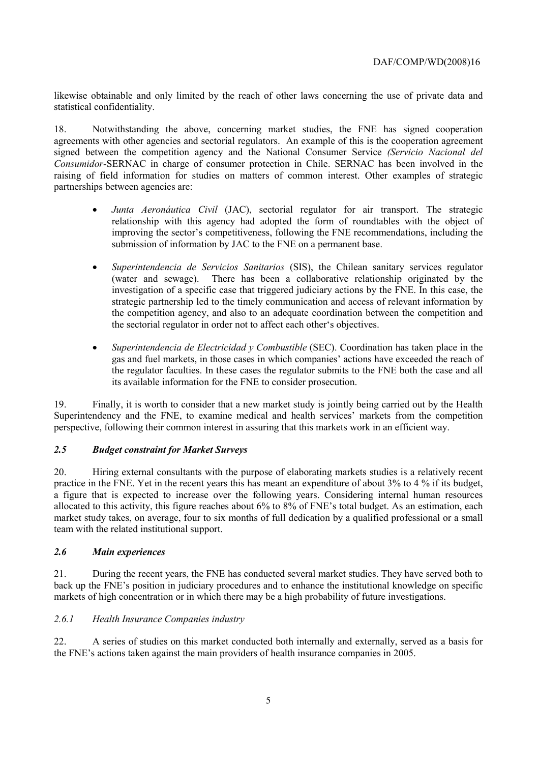likewise obtainable and only limited by the reach of other laws concerning the use of private data and statistical confidentiality.

18. Notwithstanding the above, concerning market studies, the FNE has signed cooperation agreements with other agencies and sectorial regulators. An example of this is the cooperation agreement signed between the competition agency and the National Consumer Service *(Servicio Nacional del Consumidor*-SERNAC in charge of consumer protection in Chile. SERNAC has been involved in the raising of field information for studies on matters of common interest. Other examples of strategic partnerships between agencies are:

- *Junta Aeronáutica Civil* (JAC), sectorial regulator for air transport. The strategic relationship with this agency had adopted the form of roundtables with the object of improving the sector's competitiveness, following the FNE recommendations, including the submission of information by JAC to the FNE on a permanent base.

- *Superintendencia de Servicios Sanitarios* (SIS), the Chilean sanitary services regulator (water and sewage). There has been a collaborative relationship originated by the investigation of a specific case that triggered judiciary actions by the FNE. In this case, the strategic partnership led to the timely communication and access of relevant information by the competition agency, and also to an adequate coordination between the competition and the sectorial regulator in order not to affect each other's objectives.

- *Superintendencia de Electricidad y Combustible* (SEC). Coordination has taken place in the gas and fuel markets, in those cases in which companies' actions have exceeded the reach of the regulator faculties. In these cases the regulator submits to the FNE both the case and all its available information for the FNE to consider prosecution.

19. Finally, it is worth to consider that a new market study is jointly being carried out by the Health Superintendency and the FNE, to examine medical and health services' markets from the competition perspective, following their common interest in assuring that this markets work in an efficient way.

### *2.5 Budget constraint for Market Surveys*

20. Hiring external consultants with the purpose of elaborating markets studies is a relatively recent practice in the FNE. Yet in the recent years this has meant an expenditure of about 3% to 4 % if its budget, a figure that is expected to increase over the following years. Considering internal human resources allocated to this activity, this figure reaches about 6% to 8% of FNE's total budget. As an estimation, each market study takes, on average, four to six months of full dedication by a qualified professional or a small team with the related institutional support.

### *2.6 Main experiences*

21. During the recent years, the FNE has conducted several market studies. They have served both to back up the FNE's position in judiciary procedures and to enhance the institutional knowledge on specific markets of high concentration or in which there may be a high probability of future investigations.

#### *2.6.1 Health Insurance Companies industry*

22. A series of studies on this market conducted both internally and externally, served as a basis for the FNE's actions taken against the main providers of health insurance companies in 2005.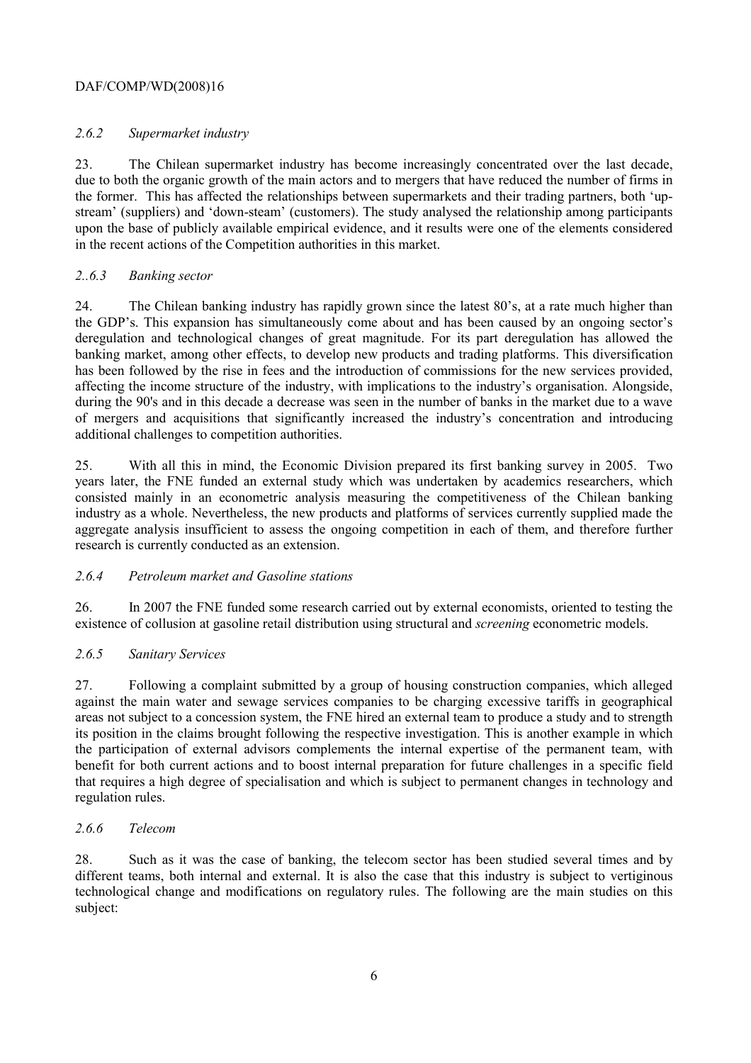### *2.6.2 Supermarket industry*

23. The Chilean supermarket industry has become increasingly concentrated over the last decade, due to both the organic growth of the main actors and to mergers that have reduced the number of firms in the former. This has affected the relationships between supermarkets and their trading partners, both 'up-stream' (suppliers) and 'down-steam' (customers). The study analysed the relationship among participants upon the base of publicly available empirical evidence, and it results were one of the elements considered in the recent actions of the Competition authorities in this market.

### *2..6.3 Banking sector*

24. The Chilean banking industry has rapidly grown since the latest 80's, at a rate much higher than the GDP's. This expansion has simultaneously come about and has been caused by an ongoing sector's deregulation and technological changes of great magnitude. For its part deregulation has allowed the banking market, among other effects, to develop new products and trading platforms. This diversification has been followed by the rise in fees and the introduction of commissions for the new services provided, affecting the income structure of the industry, with implications to the industry's organisation. Alongside, during the 90's and in this decade a decrease was seen in the number of banks in the market due to a wave of mergers and acquisitions that significantly increased the industry's concentration and introducing additional challenges to competition authorities.

25. With all this in mind, the Economic Division prepared its first banking survey in 2005. Two years later, the FNE funded an external study which was undertaken by academics researchers, which consisted mainly in an econometric analysis measuring the competitiveness of the Chilean banking industry as a whole. Nevertheless, the new products and platforms of services currently supplied made the aggregate analysis insufficient to assess the ongoing competition in each of them, and therefore further research is currently conducted as an extension.

### *2.6.4 Petroleum market and Gasoline stations*

26. In 2007 the FNE funded some research carried out by external economists, oriented to testing the existence of collusion at gasoline retail distribution using structural and *screening* econometric models.

### *2.6.5 Sanitary Services*

27. Following a complaint submitted by a group of housing construction companies, which alleged against the main water and sewage services companies to be charging excessive tariffs in geographical areas not subject to a concession system, the FNE hired an external team to produce a study and to strength its position in the claims brought following the respective investigation. This is another example in which the participation of external advisors complements the internal expertise of the permanent team, with benefit for both current actions and to boost internal preparation for future challenges in a specific field that requires a high degree of specialisation and which is subject to permanent changes in technology and regulation rules.

### *2.6.6 Telecom*

28. Such as it was the case of banking, the telecom sector has been studied several times and by different teams, both internal and external. It is also the case that this industry is subject to vertiginous technological change and modifications on regulatory rules. The following are the main studies on this subject: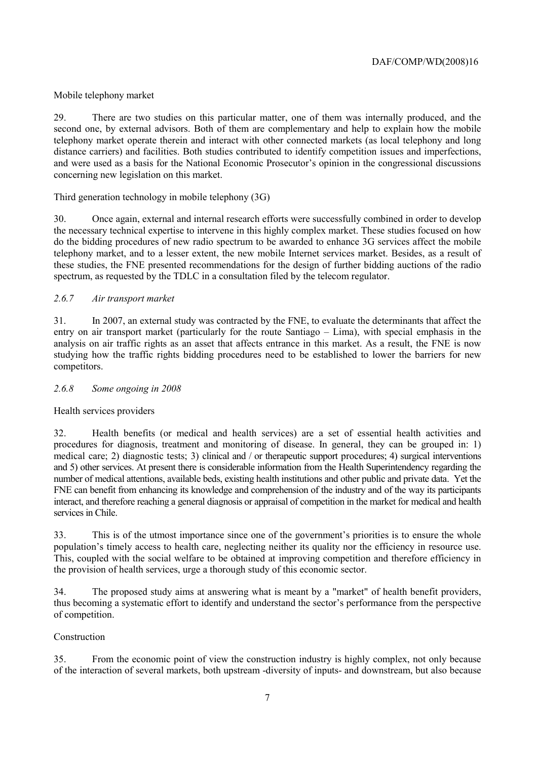Mobile telephony market

29. There are two studies on this particular matter, one of them was internally produced, and the second one, by external advisors. Both of them are complementary and help to explain how the mobile telephony market operate therein and interact with other connected markets (as local telephony and long distance carriers) and facilities. Both studies contributed to identify competition issues and imperfections, and were used as a basis for the National Economic Prosecutor's opinion in the congressional discussions concerning new legislation on this market.

Third generation technology in mobile telephony (3G)

30. Once again, external and internal research efforts were successfully combined in order to develop the necessary technical expertise to intervene in this highly complex market. These studies focused on how do the bidding procedures of new radio spectrum to be awarded to enhance 3G services affect the mobile telephony market, and to a lesser extent, the new mobile Internet services market. Besides, as a result of these studies, the FNE presented recommendations for the design of further bidding auctions of the radio spectrum, as requested by the TDLC in a consultation filed by the telecom regulator.

### *2.6.7 Air transport market*

31. In 2007, an external study was contracted by the FNE, to evaluate the determinants that affect the entry on air transport market (particularly for the route Santiago – Lima), with special emphasis in the analysis on air traffic rights as an asset that affects entrance in this market. As a result, the FNE is now studying how the traffic rights bidding procedures need to be established to lower the barriers for new competitors.

### *2.6.8 Some ongoing in 2008*

Health services providers

32. Health benefits (or medical and health services) are a set of essential health activities and procedures for diagnosis, treatment and monitoring of disease. In general, they can be grouped in: 1) medical care; 2) diagnostic tests; 3) clinical and / or therapeutic support procedures; 4) surgical interventions and 5) other services. At present there is considerable information from the Health Superintendency regarding the number of medical attentions, available beds, existing health institutions and other public and private data. Yet the FNE can benefit from enhancing its knowledge and comprehension of the industry and of the way its participants interact, and therefore reaching a general diagnosis or appraisal of competition in the market for medical and health services in Chile.

33. This is of the utmost importance since one of the government's priorities is to ensure the whole population's timely access to health care, neglecting neither its quality nor the efficiency in resource use. This, coupled with the social welfare to be obtained at improving competition and therefore efficiency in the provision of health services, urge a thorough study of this economic sector.

34. The proposed study aims at answering what is meant by a "market" of health benefit providers, thus becoming a systematic effort to identify and understand the sector's performance from the perspective of competition.

Construction

35. From the economic point of view the construction industry is highly complex, not only because of the interaction of several markets, both upstream -diversity of inputs- and downstream, but also because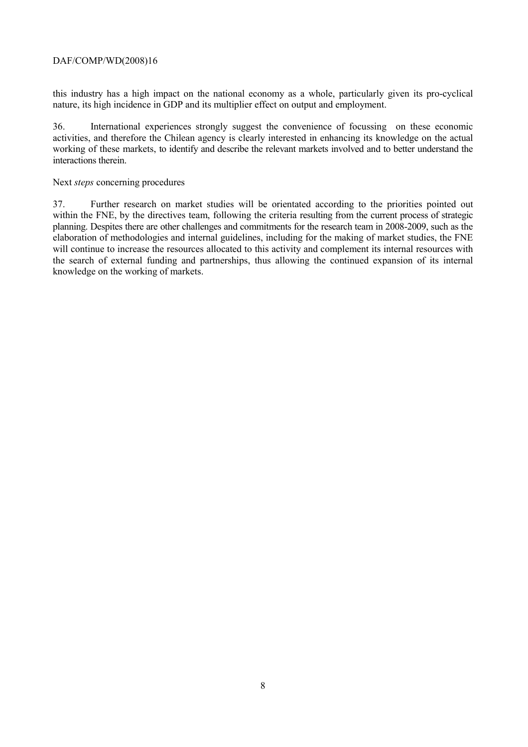this industry has a high impact on the national economy as a whole, particularly given its pro-cyclical nature, its high incidence in GDP and its multiplier effect on output and employment.

36. International experiences strongly suggest the convenience of focussing on these economic activities, and therefore the Chilean agency is clearly interested in enhancing its knowledge on the actual working of these markets, to identify and describe the relevant markets involved and to better understand the interactions therein.

Next *steps* concerning procedures

37. Further research on market studies will be orientated according to the priorities pointed out within the FNE, by the directives team, following the criteria resulting from the current process of strategic planning. Despites there are other challenges and commitments for the research team in 2008-2009, such as the elaboration of methodologies and internal guidelines, including for the making of market studies, the FNE will continue to increase the resources allocated to this activity and complement its internal resources with the search of external funding and partnerships, thus allowing the continued expansion of its internal knowledge on the working of markets.